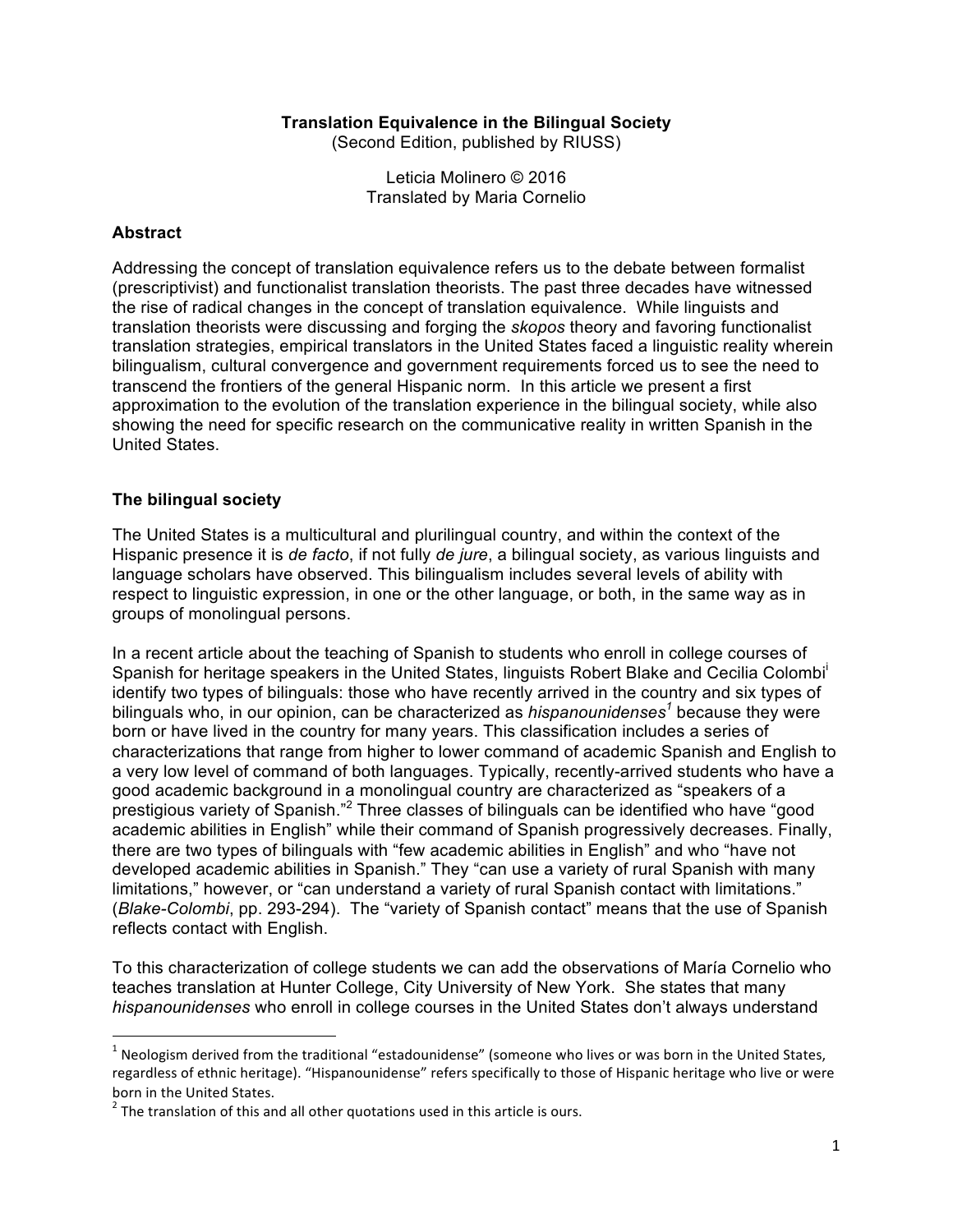**Translation Equivalence in the Bilingual Society**
(Second Edition, published by RIUSS)

Leticia Molinero © 2016
Translated by Maria Cornelio

## Abstract

Addressing the concept of translation equivalence refers us to the debate between formalist (prescriptivist) and functionalist translation theorists. The past three decades have witnessed the rise of radical changes in the concept of translation equivalence. While linguists and translation theorists were discussing and forging the *skopos* theory and favoring functionalist translation strategies, empirical translators in the United States faced a linguistic reality wherein bilingualism, cultural convergence and government requirements forced us to see the need to transcend the frontiers of the general Hispanic norm. In this article we present a first approximation to the evolution of the translation experience in the bilingual society, while also showing the need for specific research on the communicative reality in written Spanish in the United States.

## The bilingual society

The United States is a multicultural and plurilingual country, and within the context of the Hispanic presence it is *de facto*, if not fully *de jure*, a bilingual society, as various linguists and language scholars have observed. This bilingualism includes several levels of ability with respect to linguistic expression, in one or the other language, or both, in the same way as in groups of monolingual persons.

In a recent article about the teaching of Spanish to students who enroll in college courses of Spanish for heritage speakers in the United States, linguists Robert Blake and Cecilia Colombi[i] identify two types of bilinguals: those who have recently arrived in the country and six types of bilinguals who, in our opinion, can be characterized as *hispanounidenses*[1] because they were born or have lived in the country for many years. This classification includes a series of characterizations that range from higher to lower command of academic Spanish and English to a very low level of command of both languages. Typically, recently-arrived students who have a good academic background in a monolingual country are characterized as "speakers of a prestigious variety of Spanish."[2] Three classes of bilinguals can be identified who have "good academic abilities in English" while their command of Spanish progressively decreases. Finally, there are two types of bilinguals with "few academic abilities in English" and who "have not developed academic abilities in Spanish." They "can use a variety of rural Spanish with many limitations," however, or "can understand a variety of rural Spanish contact with limitations." (*Blake-Colombi*, pp. 293-294). The "variety of Spanish contact" means that the use of Spanish reflects contact with English.

To this characterization of college students we can add the observations of María Cornelio who teaches translation at Hunter College, City University of New York. She states that many *hispanounidenses* who enroll in college courses in the United States don't always understand

---

[1] Neologism derived from the traditional "estadounidense" (someone who lives or was born in the United States, regardless of ethnic heritage). "Hispanounidense" refers specifically to those of Hispanic heritage who live or were born in the United States.

[2] The translation of this and all other quotations used in this article is ours.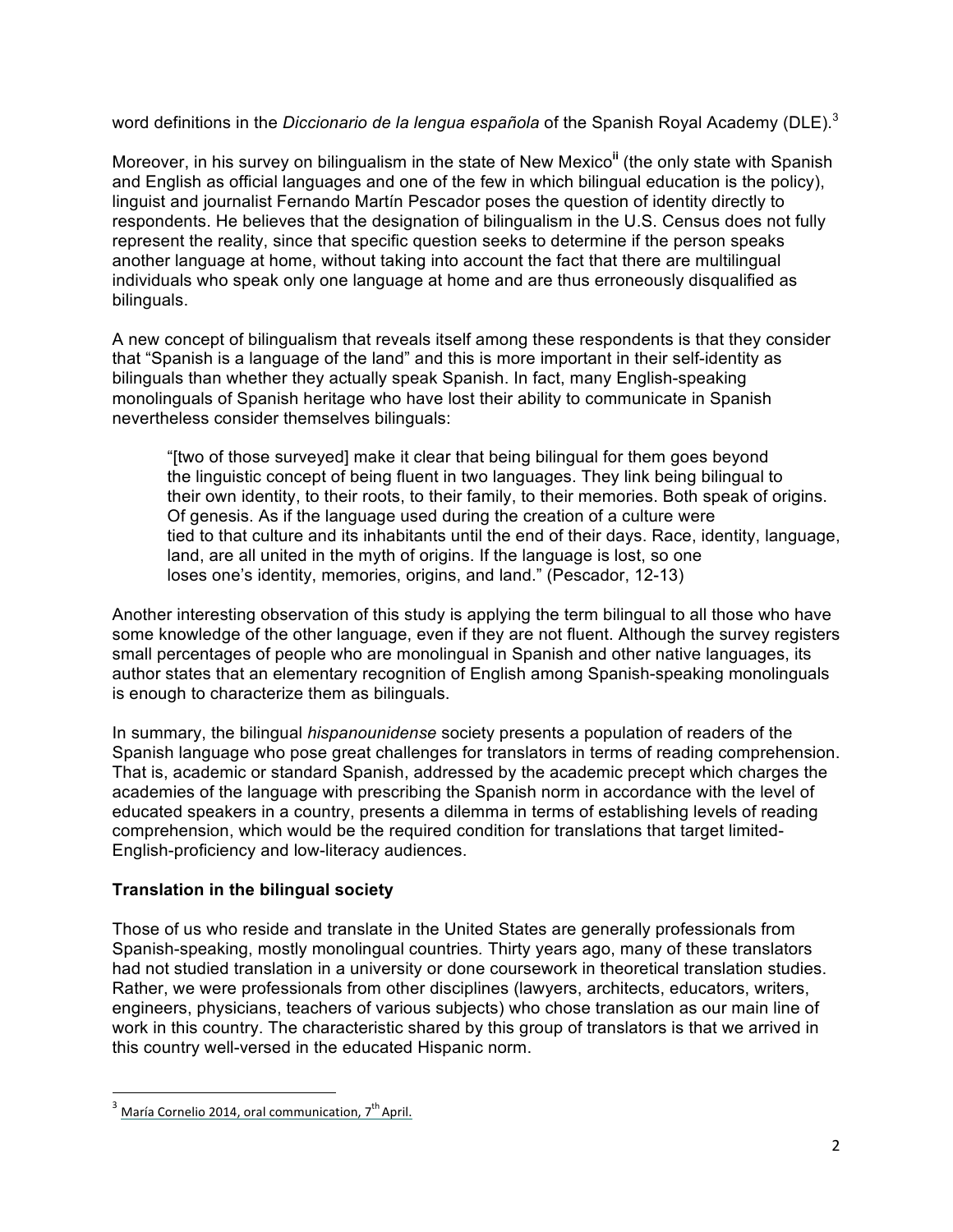word definitions in the *Diccionario de la lengua española* of the Spanish Royal Academy (DLE).[3]

Moreover, in his survey on bilingualism in the state of New Mexico[ii] (the only state with Spanish and English as official languages and one of the few in which bilingual education is the policy), linguist and journalist Fernando Martín Pescador poses the question of identity directly to respondents. He believes that the designation of bilingualism in the U.S. Census does not fully represent the reality, since that specific question seeks to determine if the person speaks another language at home, without taking into account the fact that there are multilingual individuals who speak only one language at home and are thus erroneously disqualified as bilinguals.

A new concept of bilingualism that reveals itself among these respondents is that they consider that "Spanish is a language of the land" and this is more important in their self-identity as bilinguals than whether they actually speak Spanish. In fact, many English-speaking monolinguals of Spanish heritage who have lost their ability to communicate in Spanish nevertheless consider themselves bilinguals:

> "[two of those surveyed] make it clear that being bilingual for them goes beyond the linguistic concept of being fluent in two languages. They link being bilingual to their own identity, to their roots, to their family, to their memories. Both speak of origins. Of genesis. As if the language used during the creation of a culture were tied to that culture and its inhabitants until the end of their days. Race, identity, language, land, are all united in the myth of origins. If the language is lost, so one loses one's identity, memories, origins, and land." (Pescador, 12-13)

Another interesting observation of this study is applying the term bilingual to all those who have some knowledge of the other language, even if they are not fluent. Although the survey registers small percentages of people who are monolingual in Spanish and other native languages, its author states that an elementary recognition of English among Spanish-speaking monolinguals is enough to characterize them as bilinguals.

In summary, the bilingual *hispanounidense* society presents a population of readers of the Spanish language who pose great challenges for translators in terms of reading comprehension. That is, academic or standard Spanish, addressed by the academic precept which charges the academies of the language with prescribing the Spanish norm in accordance with the level of educated speakers in a country, presents a dilemma in terms of establishing levels of reading comprehension, which would be the required condition for translations that target limited-English-proficiency and low-literacy audiences.

**Translation in the bilingual society**

Those of us who reside and translate in the United States are generally professionals from Spanish-speaking, mostly monolingual countries. Thirty years ago, many of these translators had not studied translation in a university or done coursework in theoretical translation studies. Rather, we were professionals from other disciplines (lawyers, architects, educators, writers, engineers, physicians, teachers of various subjects) who chose translation as our main line of work in this country. The characteristic shared by this group of translators is that we arrived in this country well-versed in the educated Hispanic norm.

---

[3] María Cornelio 2014, oral communication, 7th April.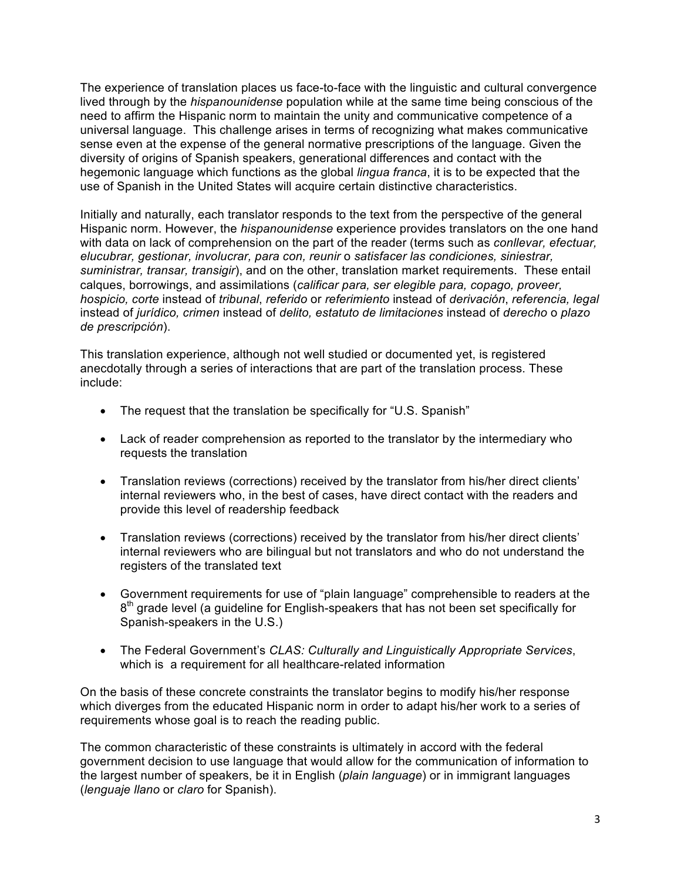The experience of translation places us face-to-face with the linguistic and cultural convergence lived through by the *hispanounidense* population while at the same time being conscious of the need to affirm the Hispanic norm to maintain the unity and communicative competence of a universal language. This challenge arises in terms of recognizing what makes communicative sense even at the expense of the general normative prescriptions of the language. Given the diversity of origins of Spanish speakers, generational differences and contact with the hegemonic language which functions as the global *lingua franca*, it is to be expected that the use of Spanish in the United States will acquire certain distinctive characteristics.

Initially and naturally, each translator responds to the text from the perspective of the general Hispanic norm. However, the *hispanounidense* experience provides translators on the one hand with data on lack of comprehension on the part of the reader (terms such as *conllevar, efectuar, elucubrar, gestionar, involucrar, para con, reunir* o *satisfacer las condiciones, siniestrar, suministrar, transar, transigir*), and on the other, translation market requirements. These entail calques, borrowings, and assimilations (*calificar para, ser elegible para, copago, proveer, hospicio, corte* instead of *tribunal*, *referido* or *referimiento* instead of *derivación*, *referencia, legal* instead of *jurídico, crimen* instead of *delito, estatuto de limitaciones* instead of *derecho* o *plazo de prescripción*).

This translation experience, although not well studied or documented yet, is registered anecdotally through a series of interactions that are part of the translation process. These include:

- The request that the translation be specifically for "U.S. Spanish"
- Lack of reader comprehension as reported to the translator by the intermediary who requests the translation
- Translation reviews (corrections) received by the translator from his/her direct clients' internal reviewers who, in the best of cases, have direct contact with the readers and provide this level of readership feedback
- Translation reviews (corrections) received by the translator from his/her direct clients' internal reviewers who are bilingual but not translators and who do not understand the registers of the translated text
- Government requirements for use of "plain language" comprehensible to readers at the 8th grade level (a guideline for English-speakers that has not been set specifically for Spanish-speakers in the U.S.)
- The Federal Government's *CLAS: Culturally and Linguistically Appropriate Services*, which is a requirement for all healthcare-related information

On the basis of these concrete constraints the translator begins to modify his/her response which diverges from the educated Hispanic norm in order to adapt his/her work to a series of requirements whose goal is to reach the reading public.

The common characteristic of these constraints is ultimately in accord with the federal government decision to use language that would allow for the communication of information to the largest number of speakers, be it in English (*plain language*) or in immigrant languages (*lenguaje llano* or *claro* for Spanish).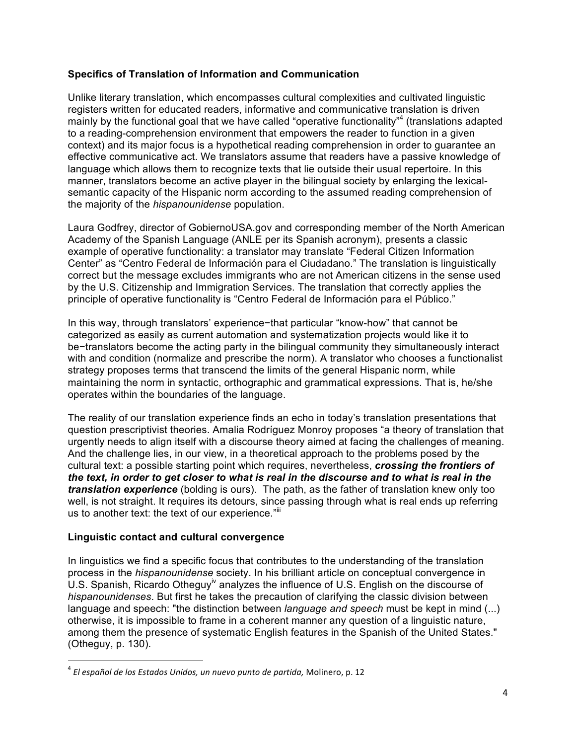**Specifics of Translation of Information and Communication**

Unlike literary translation, which encompasses cultural complexities and cultivated linguistic registers written for educated readers, informative and communicative translation is driven mainly by the functional goal that we have called "operative functionality"[4] (translations adapted to a reading-comprehension environment that empowers the reader to function in a given context) and its major focus is a hypothetical reading comprehension in order to guarantee an effective communicative act. We translators assume that readers have a passive knowledge of language which allows them to recognize texts that lie outside their usual repertoire. In this manner, translators become an active player in the bilingual society by enlarging the lexical-semantic capacity of the Hispanic norm according to the assumed reading comprehension of the majority of the *hispanounidense* population.

Laura Godfrey, director of GobiernoUSA.gov and corresponding member of the North American Academy of the Spanish Language (ANLE per its Spanish acronym), presents a classic example of operative functionality: a translator may translate "Federal Citizen Information Center" as "Centro Federal de Información para el Ciudadano." The translation is linguistically correct but the message excludes immigrants who are not American citizens in the sense used by the U.S. Citizenship and Immigration Services. The translation that correctly applies the principle of operative functionality is "Centro Federal de Información para el Público."

In this way, through translators' experience−that particular "know-how" that cannot be categorized as easily as current automation and systematization projects would like it to be−translators become the acting party in the bilingual community they simultaneously interact with and condition (normalize and prescribe the norm). A translator who chooses a functionalist strategy proposes terms that transcend the limits of the general Hispanic norm, while maintaining the norm in syntactic, orthographic and grammatical expressions. That is, he/she operates within the boundaries of the language.

The reality of our translation experience finds an echo in today's translation presentations that question prescriptivist theories. Amalia Rodríguez Monroy proposes "a theory of translation that urgently needs to align itself with a discourse theory aimed at facing the challenges of meaning. And the challenge lies, in our view, in a theoretical approach to the problems posed by the cultural text: a possible starting point which requires, nevertheless, ***crossing the frontiers of the text, in order to get closer to what is real in the discourse and to what is real in the translation experience*** (bolding is ours). The path, as the father of translation knew only too well, is not straight. It requires its detours, since passing through what is real ends up referring us to another text: the text of our experience."[iii]

**Linguistic contact and cultural convergence**

In linguistics we find a specific focus that contributes to the understanding of the translation process in the *hispanounidense* society. In his brilliant article on conceptual convergence in U.S. Spanish, Ricardo Otheguy[iv] analyzes the influence of U.S. English on the discourse of *hispanounidenses*. But first he takes the precaution of clarifying the classic division between language and speech: "the distinction between *language and speech* must be kept in mind (...) otherwise, it is impossible to frame in a coherent manner any question of a linguistic nature, among them the presence of systematic English features in the Spanish of the United States." (Otheguy, p. 130).

---

[4] *El español de los Estados Unidos, un nuevo punto de partida,* Molinero, p. 12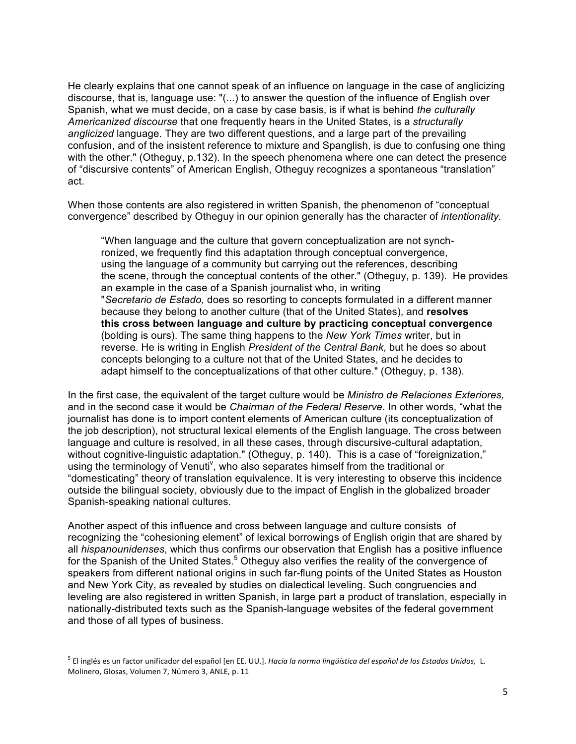He clearly explains that one cannot speak of an influence on language in the case of anglicizing discourse, that is, language use: "(...) to answer the question of the influence of English over Spanish, what we must decide, on a case by case basis, is if what is behind *the culturally Americanized discourse* that one frequently hears in the United States, is a *structurally anglicized* language. They are two different questions, and a large part of the prevailing confusion, and of the insistent reference to mixture and Spanglish, is due to confusing one thing with the other." (Otheguy, p.132). In the speech phenomena where one can detect the presence of "discursive contents" of American English, Otheguy recognizes a spontaneous "translation" act.

When those contents are also registered in written Spanish, the phenomenon of "conceptual convergence" described by Otheguy in our opinion generally has the character of *intentionality.*

> "When language and the culture that govern conceptualization are not synchronized, we frequently find this adaptation through conceptual convergence, using the language of a community but carrying out the references, describing the scene, through the conceptual contents of the other." (Otheguy, p. 139). He provides an example in the case of a Spanish journalist who, in writing "*Secretario de Estado,* does so resorting to concepts formulated in a different manner because they belong to another culture (that of the United States), and **resolves this cross between language and culture by practicing conceptual convergence** (bolding is ours). The same thing happens to the *New York Times* writer, but in reverse. He is writing in English *President of the Central Bank*, but he does so about concepts belonging to a culture not that of the United States, and he decides to adapt himself to the conceptualizations of that other culture." (Otheguy, p. 138).

In the first case, the equivalent of the target culture would be *Ministro de Relaciones Exteriores,* and in the second case it would be *Chairman of the Federal Reserve.* In other words, "what the journalist has done is to import content elements of American culture (its conceptualization of the job description), not structural lexical elements of the English language. The cross between language and culture is resolved, in all these cases, through discursive-cultural adaptation, without cognitive-linguistic adaptation." (Otheguy, p. 140). This is a case of "foreignization," using the terminology of Venuti[v], who also separates himself from the traditional or "domesticating" theory of translation equivalence. It is very interesting to observe this incidence outside the bilingual society, obviously due to the impact of English in the globalized broader Spanish-speaking national cultures.

Another aspect of this influence and cross between language and culture consists of recognizing the "cohesioning element" of lexical borrowings of English origin that are shared by all *hispanounidenses*, which thus confirms our observation that English has a positive influence for the Spanish of the United States.[5] Otheguy also verifies the reality of the convergence of speakers from different national origins in such far-flung points of the United States as Houston and New York City, as revealed by studies on dialectical leveling. Such congruencies and leveling are also registered in written Spanish, in large part a product of translation, especially in nationally-distributed texts such as the Spanish-language websites of the federal government and those of all types of business.

---

[5] El inglés es un factor unificador del español [en EE. UU.]. *Hacia la norma lingüística del español de los Estados Unidos,* L. Molinero, Glosas, Volumen 7, Número 3, ANLE, p. 11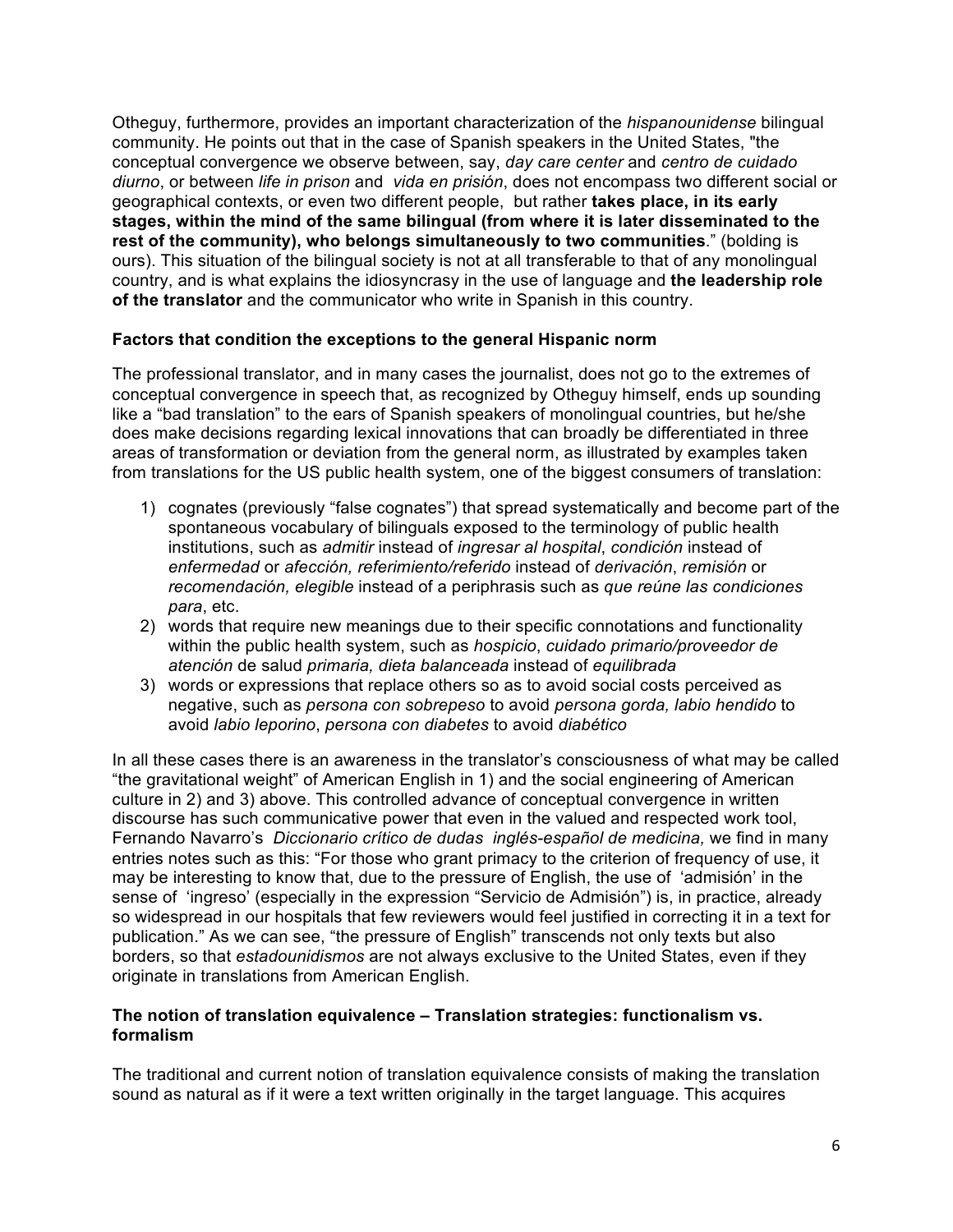Otheguy, furthermore, provides an important characterization of the *hispanounidense* bilingual community. He points out that in the case of Spanish speakers in the United States, "the conceptual convergence we observe between, say, *day care center* and *centro de cuidado diurno*, or between *life in prison* and *vida en prisión*, does not encompass two different social or geographical contexts, or even two different people, but rather **takes place, in its early stages, within the mind of the same bilingual (from where it is later disseminated to the rest of the community), who belongs simultaneously to two communities**." (bolding is ours). This situation of the bilingual society is not at all transferable to that of any monolingual country, and is what explains the idiosyncrasy in the use of language and **the leadership role of the translator** and the communicator who write in Spanish in this country.

### Factors that condition the exceptions to the general Hispanic norm

The professional translator, and in many cases the journalist, does not go to the extremes of conceptual convergence in speech that, as recognized by Otheguy himself, ends up sounding like a "bad translation" to the ears of Spanish speakers of monolingual countries, but he/she does make decisions regarding lexical innovations that can broadly be differentiated in three areas of transformation or deviation from the general norm, as illustrated by examples taken from translations for the US public health system, one of the biggest consumers of translation:

1) cognates (previously "false cognates") that spread systematically and become part of the spontaneous vocabulary of bilinguals exposed to the terminology of public health institutions, such as *admitir* instead of *ingresar al hospital*, *condición* instead of *enfermedad* or *afección, referimiento/referido* instead of *derivación*, *remisión* or *recomendación, elegible* instead of a periphrasis such as *que reúne las condiciones para*, etc.
2) words that require new meanings due to their specific connotations and functionality within the public health system, such as *hospicio*, *cuidado primario/proveedor de atención* de salud *primaria, dieta balanceada* instead of *equilibrada*
3) words or expressions that replace others so as to avoid social costs perceived as negative, such as *persona con sobrepeso* to avoid *persona gorda, labio hendido* to avoid *labio leporino*, *persona con diabetes* to avoid *diabético*

In all these cases there is an awareness in the translator's consciousness of what may be called "the gravitational weight" of American English in 1) and the social engineering of American culture in 2) and 3) above. This controlled advance of conceptual convergence in written discourse has such communicative power that even in the valued and respected work tool, Fernando Navarro's *Diccionario crítico de dudas inglés-español de medicina,* we find in many entries notes such as this: "For those who grant primacy to the criterion of frequency of use, it may be interesting to know that, due to the pressure of English, the use of 'admisión' in the sense of 'ingreso' (especially in the expression "Servicio de Admisión") is, in practice, already so widespread in our hospitals that few reviewers would feel justified in correcting it in a text for publication." As we can see, "the pressure of English" transcends not only texts but also borders, so that *estadounidismos* are not always exclusive to the United States, even if they originate in translations from American English.

### The notion of translation equivalence – Translation strategies: functionalism vs. formalism

The traditional and current notion of translation equivalence consists of making the translation sound as natural as if it were a text written originally in the target language. This acquires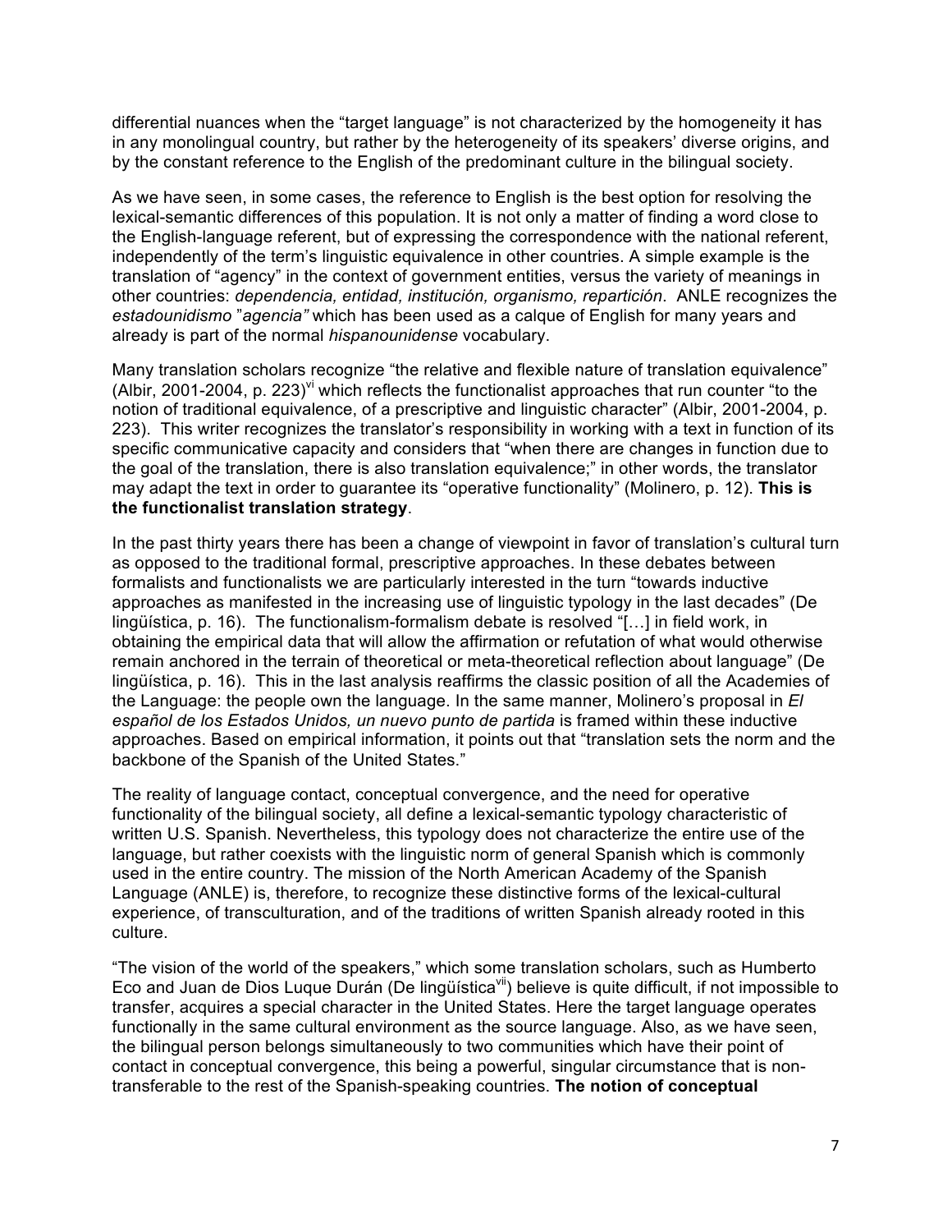differential nuances when the "target language" is not characterized by the homogeneity it has in any monolingual country, but rather by the heterogeneity of its speakers' diverse origins, and by the constant reference to the English of the predominant culture in the bilingual society.

As we have seen, in some cases, the reference to English is the best option for resolving the lexical-semantic differences of this population. It is not only a matter of finding a word close to the English-language referent, but of expressing the correspondence with the national referent, independently of the term's linguistic equivalence in other countries. A simple example is the translation of "agency" in the context of government entities, versus the variety of meanings in other countries: *dependencia, entidad, institución, organismo, repartición*. ANLE recognizes the *estadounidismo* "*agencia"* which has been used as a calque of English for many years and already is part of the normal *hispanounidense* vocabulary.

Many translation scholars recognize "the relative and flexible nature of translation equivalence" (Albir, 2001-2004, p. 223)[vi] which reflects the functionalist approaches that run counter "to the notion of traditional equivalence, of a prescriptive and linguistic character" (Albir, 2001-2004, p. 223). This writer recognizes the translator's responsibility in working with a text in function of its specific communicative capacity and considers that "when there are changes in function due to the goal of the translation, there is also translation equivalence;" in other words, the translator may adapt the text in order to guarantee its "operative functionality" (Molinero, p. 12). **This is the functionalist translation strategy**.

In the past thirty years there has been a change of viewpoint in favor of translation's cultural turn as opposed to the traditional formal, prescriptive approaches. In these debates between formalists and functionalists we are particularly interested in the turn "towards inductive approaches as manifested in the increasing use of linguistic typology in the last decades" (De lingüística, p. 16). The functionalism-formalism debate is resolved "[…] in field work, in obtaining the empirical data that will allow the affirmation or refutation of what would otherwise remain anchored in the terrain of theoretical or meta-theoretical reflection about language" (De lingüística, p. 16). This in the last analysis reaffirms the classic position of all the Academies of the Language: the people own the language. In the same manner, Molinero's proposal in *El español de los Estados Unidos, un nuevo punto de partida* is framed within these inductive approaches. Based on empirical information, it points out that "translation sets the norm and the backbone of the Spanish of the United States."

The reality of language contact, conceptual convergence, and the need for operative functionality of the bilingual society, all define a lexical-semantic typology characteristic of written U.S. Spanish. Nevertheless, this typology does not characterize the entire use of the language, but rather coexists with the linguistic norm of general Spanish which is commonly used in the entire country. The mission of the North American Academy of the Spanish Language (ANLE) is, therefore, to recognize these distinctive forms of the lexical-cultural experience, of transculturation, and of the traditions of written Spanish already rooted in this culture.

"The vision of the world of the speakers," which some translation scholars, such as Humberto Eco and Juan de Dios Luque Durán (De lingüística[vii]) believe is quite difficult, if not impossible to transfer, acquires a special character in the United States. Here the target language operates functionally in the same cultural environment as the source language. Also, as we have seen, the bilingual person belongs simultaneously to two communities which have their point of contact in conceptual convergence, this being a powerful, singular circumstance that is non-transferable to the rest of the Spanish-speaking countries. **The notion of conceptual**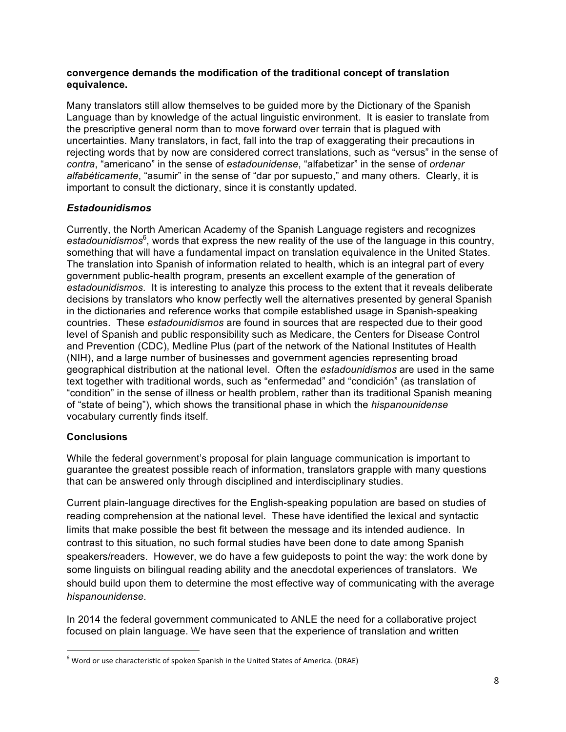**convergence demands the modification of the traditional concept of translation equivalence.**

Many translators still allow themselves to be guided more by the Dictionary of the Spanish Language than by knowledge of the actual linguistic environment. It is easier to translate from the prescriptive general norm than to move forward over terrain that is plagued with uncertainties. Many translators, in fact, fall into the trap of exaggerating their precautions in rejecting words that by now are considered correct translations, such as "versus" in the sense of *contra*, "americano" in the sense of *estadounidense*, "alfabetizar" in the sense of *ordenar alfabéticamente*, "asumir" in the sense of "dar por supuesto," and many others. Clearly, it is important to consult the dictionary, since it is constantly updated.

### *Estadounidismos*

Currently, the North American Academy of the Spanish Language registers and recognizes *estadounidismos*[6], words that express the new reality of the use of the language in this country, something that will have a fundamental impact on translation equivalence in the United States. The translation into Spanish of information related to health, which is an integral part of every government public-health program, presents an excellent example of the generation of *estadounidismos*. It is interesting to analyze this process to the extent that it reveals deliberate decisions by translators who know perfectly well the alternatives presented by general Spanish in the dictionaries and reference works that compile established usage in Spanish-speaking countries. These *estadounidismos* are found in sources that are respected due to their good level of Spanish and public responsibility such as Medicare, the Centers for Disease Control and Prevention (CDC), Medline Plus (part of the network of the National Institutes of Health (NIH), and a large number of businesses and government agencies representing broad geographical distribution at the national level. Often the *estadounidismos* are used in the same text together with traditional words, such as "enfermedad" and "condición" (as translation of "condition" in the sense of illness or health problem, rather than its traditional Spanish meaning of "state of being"), which shows the transitional phase in which the *hispanounidense* vocabulary currently finds itself.

### Conclusions

While the federal government's proposal for plain language communication is important to guarantee the greatest possible reach of information, translators grapple with many questions that can be answered only through disciplined and interdisciplinary studies.

Current plain-language directives for the English-speaking population are based on studies of reading comprehension at the national level. These have identified the lexical and syntactic limits that make possible the best fit between the message and its intended audience. In contrast to this situation, no such formal studies have been done to date among Spanish speakers/readers. However, we do have a few guideposts to point the way: the work done by some linguists on bilingual reading ability and the anecdotal experiences of translators. We should build upon them to determine the most effective way of communicating with the average *hispanounidense*.

In 2014 the federal government communicated to ANLE the need for a collaborative project focused on plain language. We have seen that the experience of translation and written

---

[6] Word or use characteristic of spoken Spanish in the United States of America. (DRAE)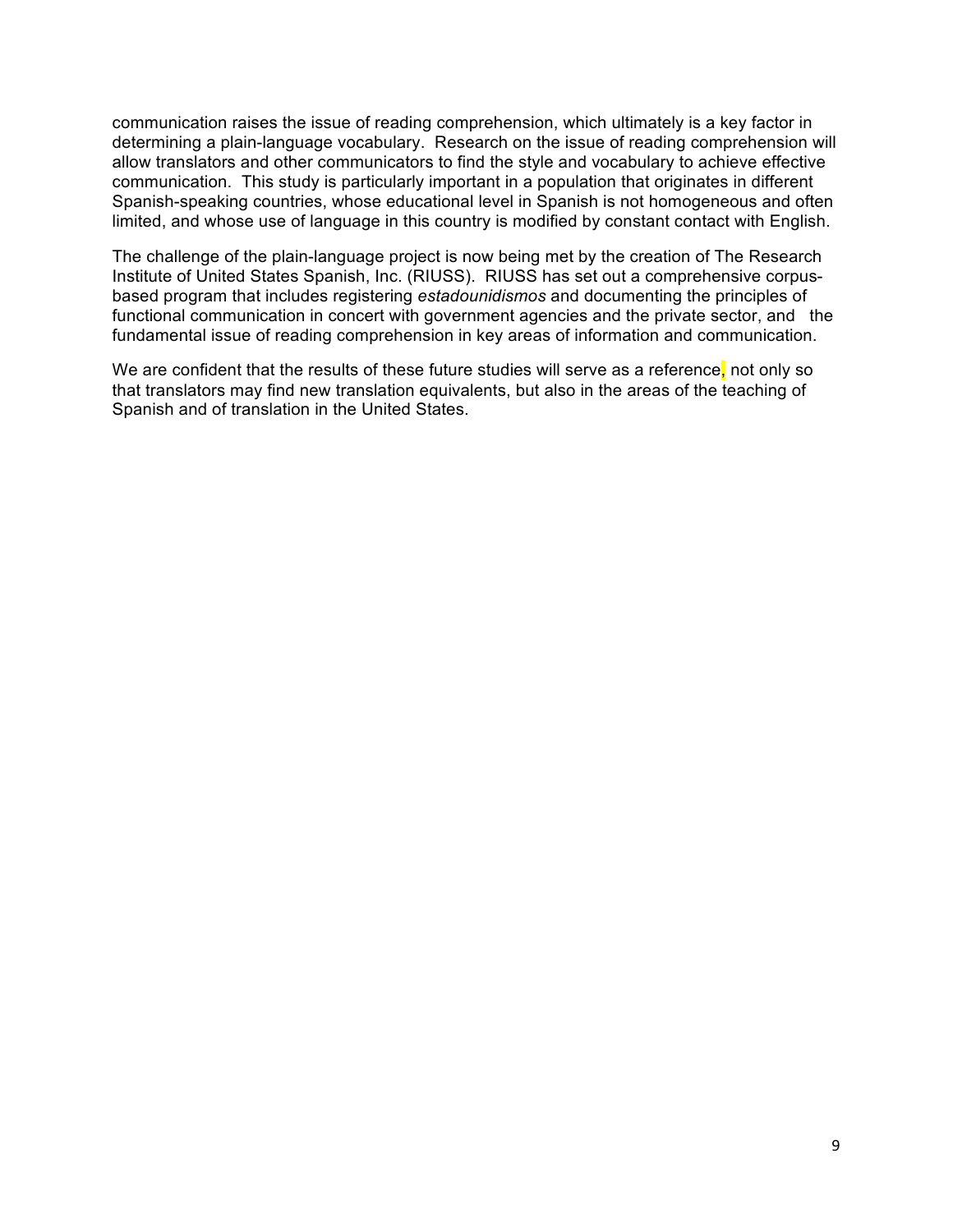communication raises the issue of reading comprehension, which ultimately is a key factor in determining a plain-language vocabulary. Research on the issue of reading comprehension will allow translators and other communicators to find the style and vocabulary to achieve effective communication. This study is particularly important in a population that originates in different Spanish-speaking countries, whose educational level in Spanish is not homogeneous and often limited, and whose use of language in this country is modified by constant contact with English.

The challenge of the plain-language project is now being met by the creation of The Research Institute of United States Spanish, Inc. (RIUSS). RIUSS has set out a comprehensive corpus-based program that includes registering *estadounidismos* and documenting the principles of functional communication in concert with government agencies and the private sector, and the fundamental issue of reading comprehension in key areas of information and communication.

We are confident that the results of these future studies will serve as a reference, not only so that translators may find new translation equivalents, but also in the areas of the teaching of Spanish and of translation in the United States.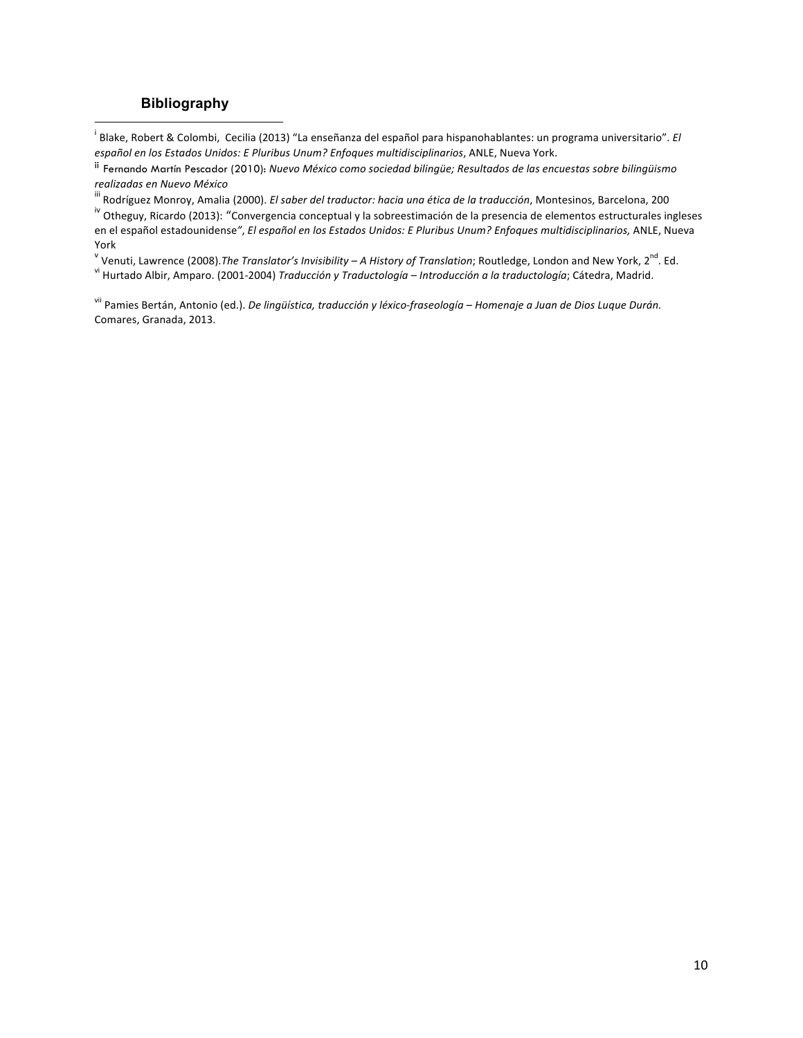## Bibliography

[i] Blake, Robert & Colombi, Cecilia (2013) "La enseñanza del español para hispanohablantes: un programa universitario". *El español en los Estados Unidos: E Pluribus Unum? Enfoques multidisciplinarios*, ANLE, Nueva York.

[ii] Fernando Martín Pescador (2010): *Nuevo México como sociedad bilingüe; Resultados de las encuestas sobre bilingüismo realizadas en Nuevo México*

[iii] Rodríguez Monroy, Amalia (2000). *El saber del traductor: hacia una ética de la traducción*, Montesinos, Barcelona, 200

[iv] Otheguy, Ricardo (2013): "Convergencia conceptual y la sobreestimación de la presencia de elementos estructurales ingleses en el español estadounidense", *El español en los Estados Unidos: E Pluribus Unum? Enfoques multidisciplinarios,* ANLE, Nueva York

[v] Venuti, Lawrence (2008).*The Translator's Invisibility – A History of Translation*; Routledge, London and New York, 2nd. Ed.

[vi] Hurtado Albir, Amparo. (2001-2004) *Traducción y Traductología – Introducción a la traductología*; Cátedra, Madrid.

[vii] Pamies Bertán, Antonio (ed.). *De lingüística, traducción y léxico-fraseología – Homenaje a Juan de Dios Luque Durán.* Comares, Granada, 2013.